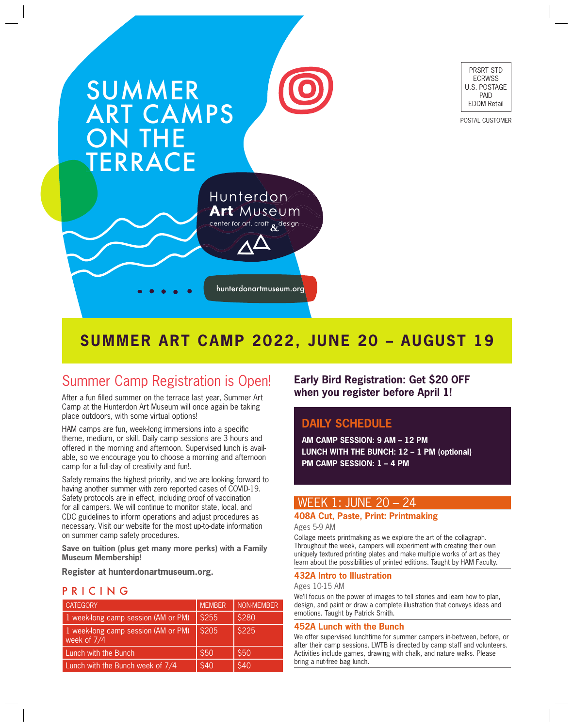# SUMMER ART CAMPS ON THE TERRACE

Hunterdon **Art** Museum
center for art, craft & design

hunterdonartmuseum.org

PRSRT STD
ECRWSS
U.S. POSTAGE
PAID
EDDM Retail

POSTAL CUSTOMER

## SUMMER ART CAMP 2022, JUNE 20 – AUGUST 19

## Summer Camp Registration is Open!

After a fun filled summer on the terrace last year, Summer Art Camp at the Hunterdon Art Museum will once again be taking place outdoors, with some virtual options!

HAM camps are fun, week-long immersions into a specific theme, medium, or skill. Daily camp sessions are 3 hours and offered in the morning and afternoon. Supervised lunch is available, so we encourage you to choose a morning and afternoon camp for a full-day of creativity and fun!.

Safety remains the highest priority, and we are looking forward to having another summer with zero reported cases of COVID-19. Safety protocols are in effect, including proof of vaccination for all campers. We will continue to monitor state, local, and CDC guidelines to inform operations and adjust procedures as necessary. Visit our website for the most up-to-date information on summer camp safety procedures.

**Save on tuition (plus get many more perks) with a Family Museum Membership!**

**Register at hunterdonartmuseum.org.**

## PRICING

| CATEGORY | MEMBER | NON-MEMBER |
|---|---|---|
| 1 week-long camp session (AM or PM) | $255 | $280 |
| 1 week-long camp session (AM or PM) week of 7/4 | $205 | $225 |
| Lunch with the Bunch | $50 | $50 |
| Lunch with the Bunch week of 7/4 | $40 | $40 |

**Early Bird Registration: Get $20 OFF when you register before April 1!**

## DAILY SCHEDULE

**AM CAMP SESSION: 9 AM – 12 PM**
**LUNCH WITH THE BUNCH: 12 – 1 PM (optional)**
**PM CAMP SESSION: 1 – 4 PM**

## WEEK 1: JUNE 20 – 24

### 408A Cut, Paste, Print: Printmaking

Ages 5-9 AM

Collage meets printmaking as we explore the art of the collagraph. Throughout the week, campers will experiment with creating their own uniquely textured printing plates and make multiple works of art as they learn about the possibilities of printed editions. Taught by HAM Faculty.

### 432A Intro to Illustration

Ages 10-15 AM

We'll focus on the power of images to tell stories and learn how to plan, design, and paint or draw a complete illustration that conveys ideas and emotions. Taught by Patrick Smith.

### 452A Lunch with the Bunch

We offer supervised lunchtime for summer campers in-between, before, or after their camp sessions. LWTB is directed by camp staff and volunteers. Activities include games, drawing with chalk, and nature walks. Please bring a nut-free bag lunch.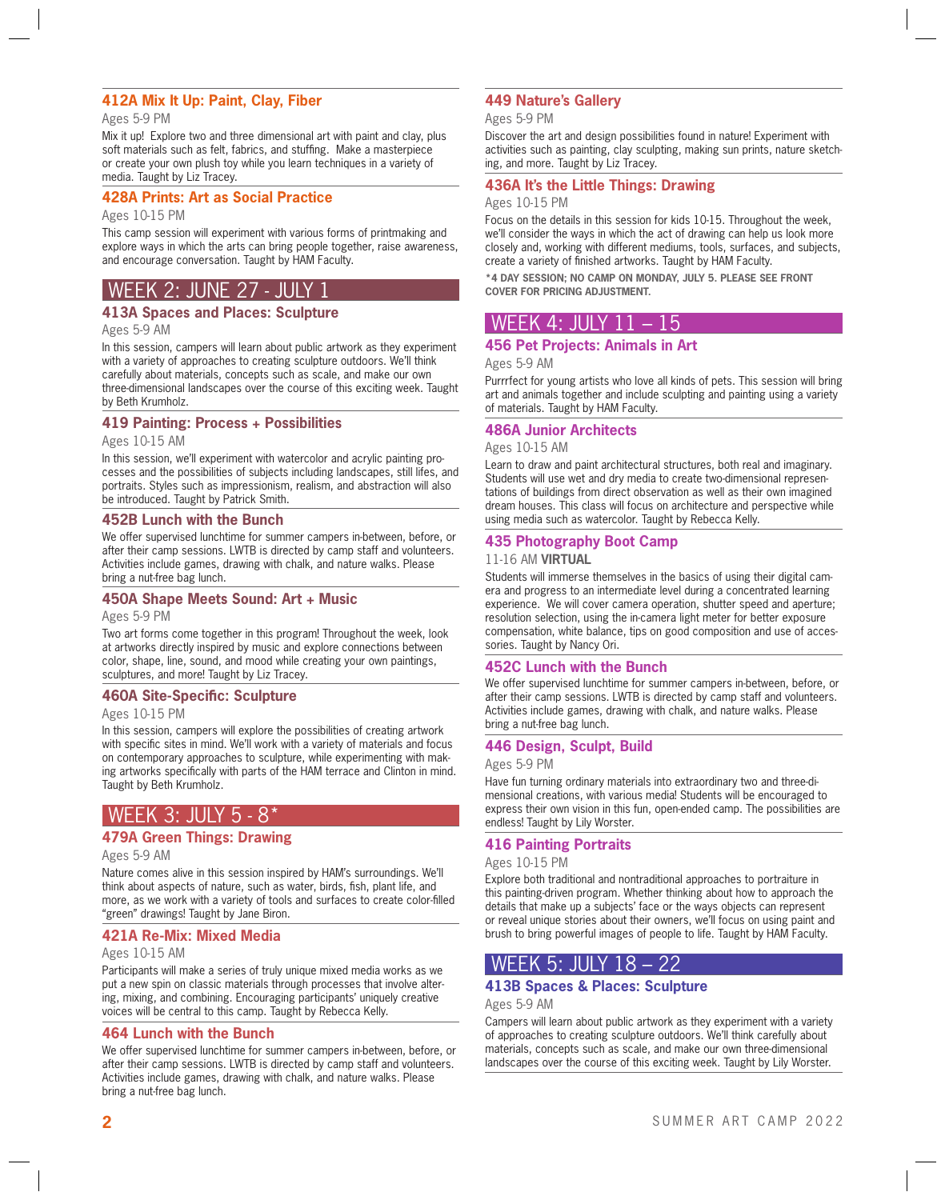### 412A Mix It Up: Paint, Clay, Fiber

Ages 5-9 PM

Mix it up! Explore two and three dimensional art with paint and clay, plus soft materials such as felt, fabrics, and stuffing. Make a masterpiece or create your own plush toy while you learn techniques in a variety of media. Taught by Liz Tracey.

### 428A Prints: Art as Social Practice

Ages 10-15 PM

This camp session will experiment with various forms of printmaking and explore ways in which the arts can bring people together, raise awareness, and encourage conversation. Taught by HAM Faculty.

## WEEK 2: JUNE 27 - JULY 1

### 413A Spaces and Places: Sculpture

Ages 5-9 AM

In this session, campers will learn about public artwork as they experiment with a variety of approaches to creating sculpture outdoors. We'll think carefully about materials, concepts such as scale, and make our own three-dimensional landscapes over the course of this exciting week. Taught by Beth Krumholz.

### 419 Painting: Process + Possibilities

Ages 10-15 AM

In this session, we'll experiment with watercolor and acrylic painting processes and the possibilities of subjects including landscapes, still lifes, and portraits. Styles such as impressionism, realism, and abstraction will also be introduced. Taught by Patrick Smith.

### 452B Lunch with the Bunch

We offer supervised lunchtime for summer campers in-between, before, or after their camp sessions. LWTB is directed by camp staff and volunteers. Activities include games, drawing with chalk, and nature walks. Please bring a nut-free bag lunch.

### 450A Shape Meets Sound: Art + Music

Ages 5-9 PM

Two art forms come together in this program! Throughout the week, look at artworks directly inspired by music and explore connections between color, shape, line, sound, and mood while creating your own paintings, sculptures, and more! Taught by Liz Tracey.

### 460A Site-Specific: Sculpture

Ages 10-15 PM

In this session, campers will explore the possibilities of creating artwork with specific sites in mind. We'll work with a variety of materials and focus on contemporary approaches to sculpture, while experimenting with making artworks specifically with parts of the HAM terrace and Clinton in mind. Taught by Beth Krumholz.

## WEEK 3: JULY 5 - 8*

### 479A Green Things: Drawing

Ages 5-9 AM

Nature comes alive in this session inspired by HAM's surroundings. We'll think about aspects of nature, such as water, birds, fish, plant life, and more, as we work with a variety of tools and surfaces to create color-filled "green" drawings! Taught by Jane Biron.

### 421A Re-Mix: Mixed Media

Ages 10-15 AM

Participants will make a series of truly unique mixed media works as we put a new spin on classic materials through processes that involve altering, mixing, and combining. Encouraging participants' uniquely creative voices will be central to this camp. Taught by Rebecca Kelly.

### 464 Lunch with the Bunch

We offer supervised lunchtime for summer campers in-between, before, or after their camp sessions. LWTB is directed by camp staff and volunteers. Activities include games, drawing with chalk, and nature walks. Please bring a nut-free bag lunch.

### 449 Nature's Gallery

Ages 5-9 PM

Discover the art and design possibilities found in nature! Experiment with activities such as painting, clay sculpting, making sun prints, nature sketching, and more. Taught by Liz Tracey.

### 436A It's the Little Things: Drawing

Ages 10-15 PM

Focus on the details in this session for kids 10-15. Throughout the week, we'll consider the ways in which the act of drawing can help us look more closely and, working with different mediums, tools, surfaces, and subjects, create a variety of finished artworks. Taught by HAM Faculty.

**\*4 DAY SESSION; NO CAMP ON MONDAY, JULY 5. PLEASE SEE FRONT COVER FOR PRICING ADJUSTMENT.**

## WEEK 4: JULY 11 – 15

### 456 Pet Projects: Animals in Art

Ages 5-9 AM

Purrrfect for young artists who love all kinds of pets. This session will bring art and animals together and include sculpting and painting using a variety of materials. Taught by HAM Faculty.

### 486A Junior Architects

Ages 10-15 AM

Learn to draw and paint architectural structures, both real and imaginary. Students will use wet and dry media to create two-dimensional representations of buildings from direct observation as well as their own imagined dream houses. This class will focus on architecture and perspective while using media such as watercolor. Taught by Rebecca Kelly.

### 435 Photography Boot Camp

11-16 AM **VIRTUAL**

Students will immerse themselves in the basics of using their digital camera and progress to an intermediate level during a concentrated learning experience. We will cover camera operation, shutter speed and aperture; resolution selection, using the in-camera light meter for better exposure compensation, white balance, tips on good composition and use of accessories. Taught by Nancy Ori.

### 452C Lunch with the Bunch

We offer supervised lunchtime for summer campers in-between, before, or after their camp sessions. LWTB is directed by camp staff and volunteers. Activities include games, drawing with chalk, and nature walks. Please bring a nut-free bag lunch.

### 446 Design, Sculpt, Build

Ages 5-9 PM

Have fun turning ordinary materials into extraordinary two and three-dimensional creations, with various media! Students will be encouraged to express their own vision in this fun, open-ended camp. The possibilities are endless! Taught by Lily Worster.

### 416 Painting Portraits

Ages 10-15 PM

Explore both traditional and nontraditional approaches to portraiture in this painting-driven program. Whether thinking about how to approach the details that make up a subjects' face or the ways objects can represent or reveal unique stories about their owners, we'll focus on using paint and brush to bring powerful images of people to life. Taught by HAM Faculty.

## WEEK 5: JULY 18 – 22

### 413B Spaces & Places: Sculpture

Ages 5-9 AM

Campers will learn about public artwork as they experiment with a variety of approaches to creating sculpture outdoors. We'll think carefully about materials, concepts such as scale, and make our own three-dimensional landscapes over the course of this exciting week. Taught by Lily Worster.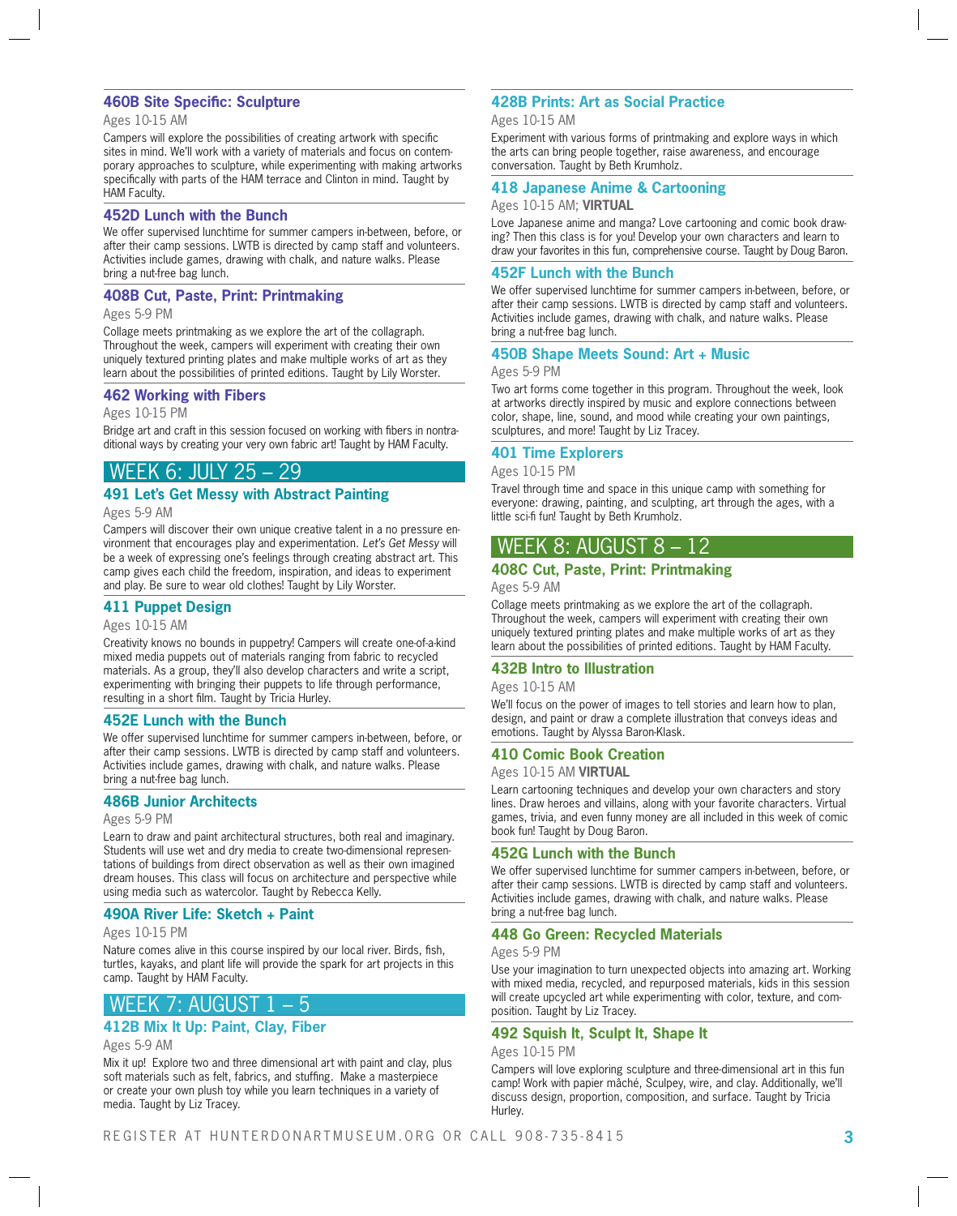### 460B Site Specific: Sculpture

Ages 10-15 AM

Campers will explore the possibilities of creating artwork with specific sites in mind. We'll work with a variety of materials and focus on contemporary approaches to sculpture, while experimenting with making artworks specifically with parts of the HAM terrace and Clinton in mind. Taught by HAM Faculty.

### 452D Lunch with the Bunch

We offer supervised lunchtime for summer campers in-between, before, or after their camp sessions. LWTB is directed by camp staff and volunteers. Activities include games, drawing with chalk, and nature walks. Please bring a nut-free bag lunch.

### 408B Cut, Paste, Print: Printmaking

Ages 5-9 PM

Collage meets printmaking as we explore the art of the collagraph. Throughout the week, campers will experiment with creating their own uniquely textured printing plates and make multiple works of art as they learn about the possibilities of printed editions. Taught by Lily Worster.

### 462 Working with Fibers

Ages 10-15 PM

Bridge art and craft in this session focused on working with fibers in nontraditional ways by creating your very own fabric art! Taught by HAM Faculty.

## WEEK 6: JULY 25 – 29

### 491 Let's Get Messy with Abstract Painting

Ages 5-9 AM

Campers will discover their own unique creative talent in a no pressure environment that encourages play and experimentation. *Let's Get Messy* will be a week of expressing one's feelings through creating abstract art. This camp gives each child the freedom, inspiration, and ideas to experiment and play. Be sure to wear old clothes! Taught by Lily Worster.

### 411 Puppet Design

Ages 10-15 AM

Creativity knows no bounds in puppetry! Campers will create one-of-a-kind mixed media puppets out of materials ranging from fabric to recycled materials. As a group, they'll also develop characters and write a script, experimenting with bringing their puppets to life through performance, resulting in a short film. Taught by Tricia Hurley.

### 452E Lunch with the Bunch

We offer supervised lunchtime for summer campers in-between, before, or after their camp sessions. LWTB is directed by camp staff and volunteers. Activities include games, drawing with chalk, and nature walks. Please bring a nut-free bag lunch.

### 486B Junior Architects

Ages 5-9 PM

Learn to draw and paint architectural structures, both real and imaginary. Students will use wet and dry media to create two-dimensional representations of buildings from direct observation as well as their own imagined dream houses. This class will focus on architecture and perspective while using media such as watercolor. Taught by Rebecca Kelly.

### 490A River Life: Sketch + Paint

Ages 10-15 PM

Nature comes alive in this course inspired by our local river. Birds, fish, turtles, kayaks, and plant life will provide the spark for art projects in this camp. Taught by HAM Faculty.

## WEEK 7: AUGUST 1 – 5

### 412B Mix It Up: Paint, Clay, Fiber

Ages 5-9 AM

Mix it up! Explore two and three dimensional art with paint and clay, plus soft materials such as felt, fabrics, and stuffing. Make a masterpiece or create your own plush toy while you learn techniques in a variety of media. Taught by Liz Tracey.

### 428B Prints: Art as Social Practice

Ages 10-15 AM

Experiment with various forms of printmaking and explore ways in which the arts can bring people together, raise awareness, and encourage conversation. Taught by Beth Krumholz.

### 418 Japanese Anime & Cartooning

Ages 10-15 AM; **VIRTUAL**

Love Japanese anime and manga? Love cartooning and comic book drawing? Then this class is for you! Develop your own characters and learn to draw your favorites in this fun, comprehensive course. Taught by Doug Baron.

### 452F Lunch with the Bunch

We offer supervised lunchtime for summer campers in-between, before, or after their camp sessions. LWTB is directed by camp staff and volunteers. Activities include games, drawing with chalk, and nature walks. Please bring a nut-free bag lunch.

### 450B Shape Meets Sound: Art + Music

Ages 5-9 PM

Two art forms come together in this program. Throughout the week, look at artworks directly inspired by music and explore connections between color, shape, line, sound, and mood while creating your own paintings, sculptures, and more! Taught by Liz Tracey.

### 401 Time Explorers

Ages 10-15 PM

Travel through time and space in this unique camp with something for everyone: drawing, painting, and sculpting, art through the ages, with a little sci-fi fun! Taught by Beth Krumholz.

## WEEK 8: AUGUST 8 – 12

### 408C Cut, Paste, Print: Printmaking

Ages 5-9 AM

Collage meets printmaking as we explore the art of the collagraph. Throughout the week, campers will experiment with creating their own uniquely textured printing plates and make multiple works of art as they learn about the possibilities of printed editions. Taught by HAM Faculty.

### 432B Intro to Illustration

Ages 10-15 AM

We'll focus on the power of images to tell stories and learn how to plan, design, and paint or draw a complete illustration that conveys ideas and emotions. Taught by Alyssa Baron-Klask.

### 410 Comic Book Creation

Ages 10-15 AM **VIRTUAL**

Learn cartooning techniques and develop your own characters and story lines. Draw heroes and villains, along with your favorite characters. Virtual games, trivia, and even funny money are all included in this week of comic book fun! Taught by Doug Baron.

### 452G Lunch with the Bunch

We offer supervised lunchtime for summer campers in-between, before, or after their camp sessions. LWTB is directed by camp staff and volunteers. Activities include games, drawing with chalk, and nature walks. Please bring a nut-free bag lunch.

### 448 Go Green: Recycled Materials

Ages 5-9 PM

Use your imagination to turn unexpected objects into amazing art. Working with mixed media, recycled, and repurposed materials, kids in this session will create upcycled art while experimenting with color, texture, and composition. Taught by Liz Tracey.

### 492 Squish It, Sculpt It, Shape It

Ages 10-15 PM

Campers will love exploring sculpture and three-dimensional art in this fun camp! Work with papier mâché, Sculpey, wire, and clay. Additionally, we'll discuss design, proportion, composition, and surface. Taught by Tricia Hurley.

REGISTER AT HUNTERDONARTMUSEUM.ORG OR CALL 908-735-8415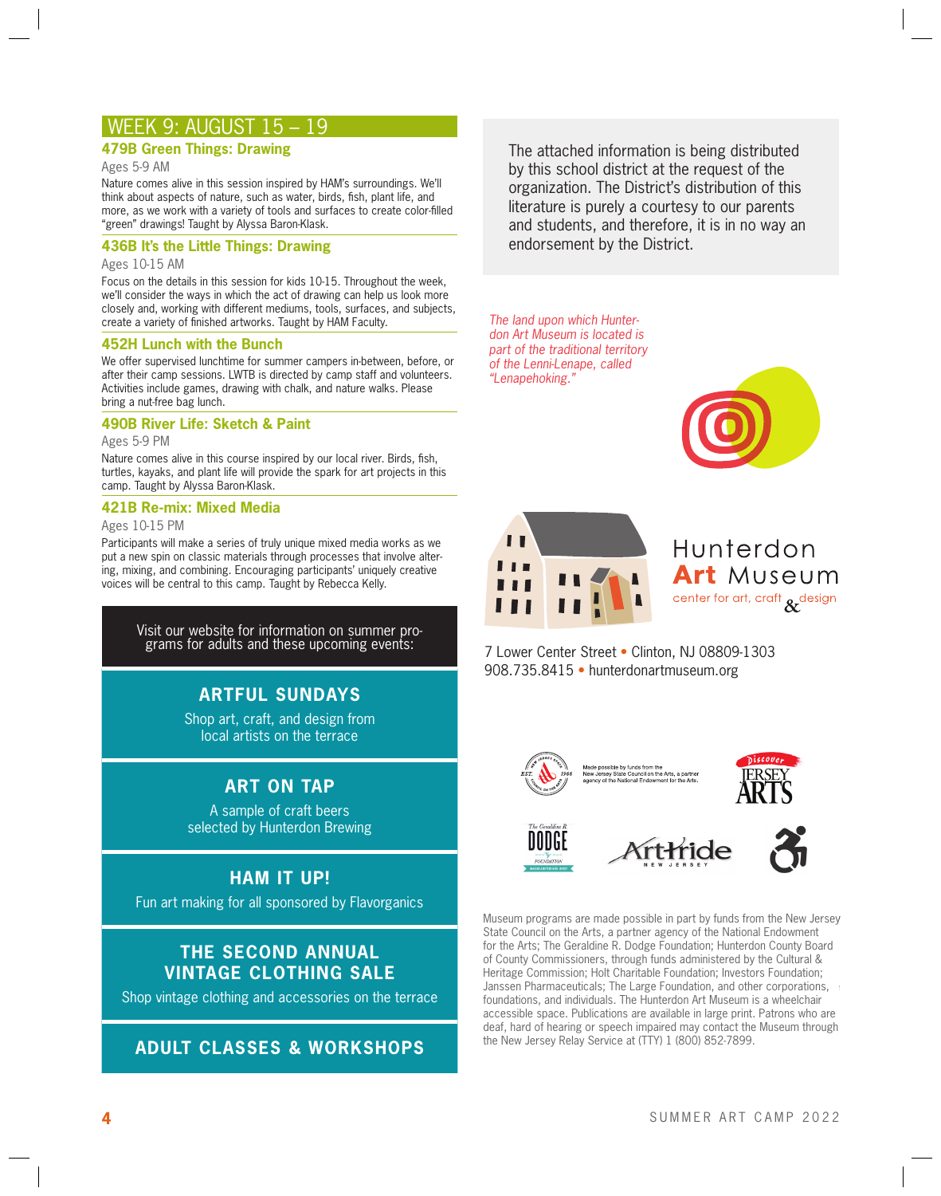## WEEK 9: AUGUST 15 – 19

### 479B Green Things: Drawing

Ages 5-9 AM

Nature comes alive in this session inspired by HAM's surroundings. We'll think about aspects of nature, such as water, birds, fish, plant life, and more, as we work with a variety of tools and surfaces to create color-filled "green" drawings! Taught by Alyssa Baron-Klask.

### 436B It's the Little Things: Drawing

Ages 10-15 AM

Focus on the details in this session for kids 10-15. Throughout the week, we'll consider the ways in which the act of drawing can help us look more closely and, working with different mediums, tools, surfaces, and subjects, create a variety of finished artworks. Taught by HAM Faculty.

### 452H Lunch with the Bunch

We offer supervised lunchtime for summer campers in-between, before, or after their camp sessions. LWTB is directed by camp staff and volunteers. Activities include games, drawing with chalk, and nature walks. Please bring a nut-free bag lunch.

### 490B River Life: Sketch & Paint

Ages 5-9 PM

Nature comes alive in this course inspired by our local river. Birds, fish, turtles, kayaks, and plant life will provide the spark for art projects in this camp. Taught by Alyssa Baron-Klask.

### 421B Re-mix: Mixed Media

Ages 10-15 PM

Participants will make a series of truly unique mixed media works as we put a new spin on classic materials through processes that involve altering, mixing, and combining. Encouraging participants' uniquely creative voices will be central to this camp. Taught by Rebecca Kelly.

Visit our website for information on summer programs for adults and these upcoming events:

**ARTFUL SUNDAYS**
Shop art, craft, and design from local artists on the terrace

**ART ON TAP**
A sample of craft beers selected by Hunterdon Brewing

**HAM IT UP!**
Fun art making for all sponsored by Flavorganics

**THE SECOND ANNUAL VINTAGE CLOTHING SALE**
Shop vintage clothing and accessories on the terrace

**ADULT CLASSES & WORKSHOPS**

The attached information is being distributed by this school district at the request of the organization. The District's distribution of this literature is purely a courtesy to our parents and students, and therefore, it is in no way an endorsement by the District.

*The land upon which Hunterdon Art Museum is located is part of the traditional territory of the Lenni-Lenape, called "Lenapehoking."*

Hunterdon **Art** Museum
center for art, craft & design

7 Lower Center Street • Clinton, NJ 08809-1303
908.735.8415 • hunterdonartmuseum.org

Made possible by funds from the New Jersey State Council on the Arts, a partner agency of the National Endowment for the Arts.

Museum programs are made possible in part by funds from the New Jersey State Council on the Arts, a partner agency of the National Endowment for the Arts; The Geraldine R. Dodge Foundation; Hunterdon County Board of County Commissioners, through funds administered by the Cultural & Heritage Commission; Holt Charitable Foundation; Investors Foundation; Janssen Pharmaceuticals; The Large Foundation, and other corporations, foundations, and individuals. The Hunterdon Art Museum is a wheelchair accessible space. Publications are available in large print. Patrons who are deaf, hard of hearing or speech impaired may contact the Museum through the New Jersey Relay Service at (TTY) 1 (800) 852-7899.